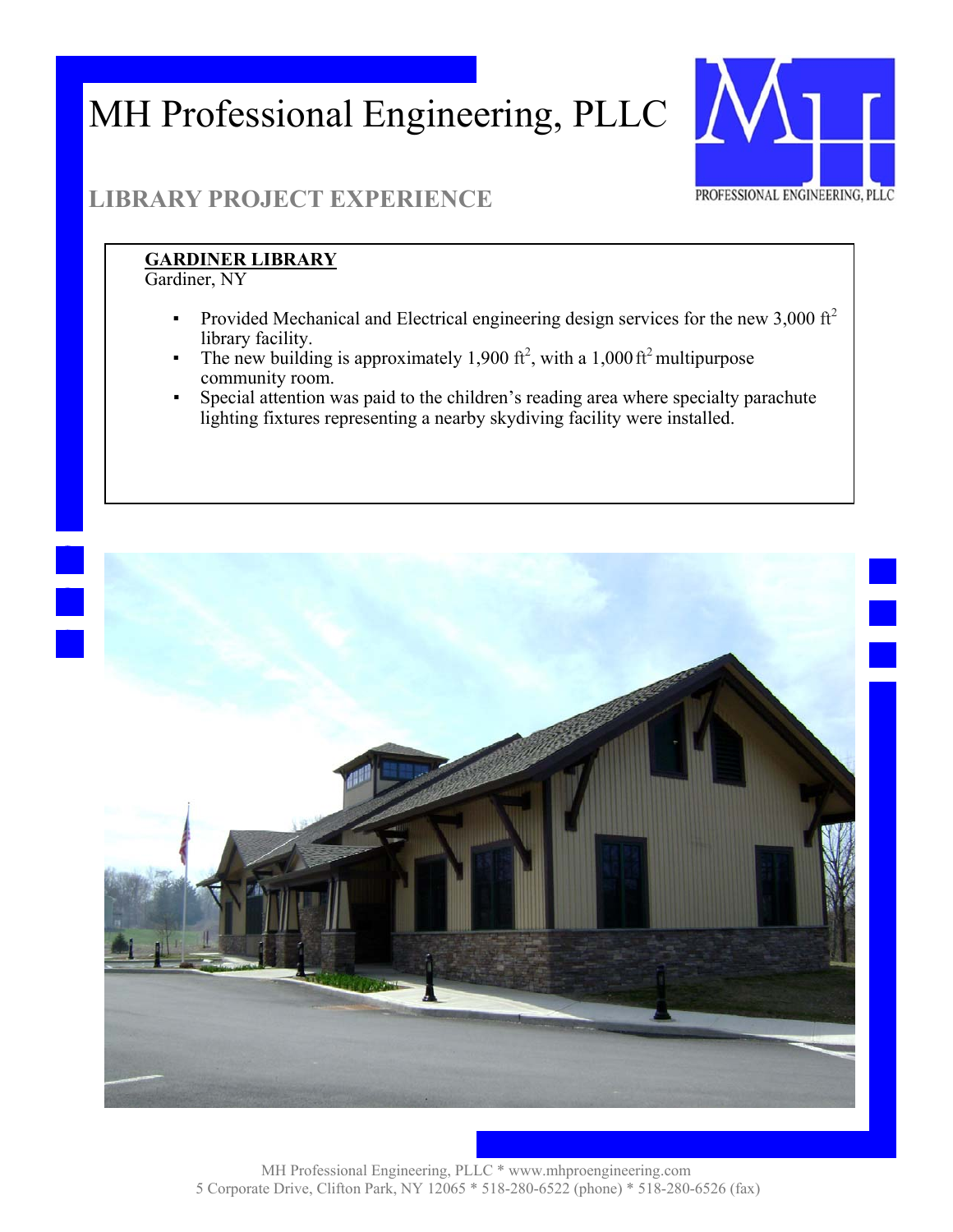# MH Professional Engineering, PLLC

## LIBRARY PROJECT EXPERIENCE

**GARDINER LIBRARY**
Gardiner, NY

- Provided Mechanical and Electrical engineering design services for the new 3,000 $ft^2$ library facility.
- The new building is approximately 1,900 $ft^2$, with a 1,000 $ft^2$ multipurpose community room.
- Special attention was paid to the children's reading area where specialty parachute lighting fixtures representing a nearby skydiving facility were installed.

MH Professional Engineering, PLLC * www.mhproengineering.com
5 Corporate Drive, Clifton Park, NY 12065 * 518-280-6522 (phone) * 518-280-6526 (fax)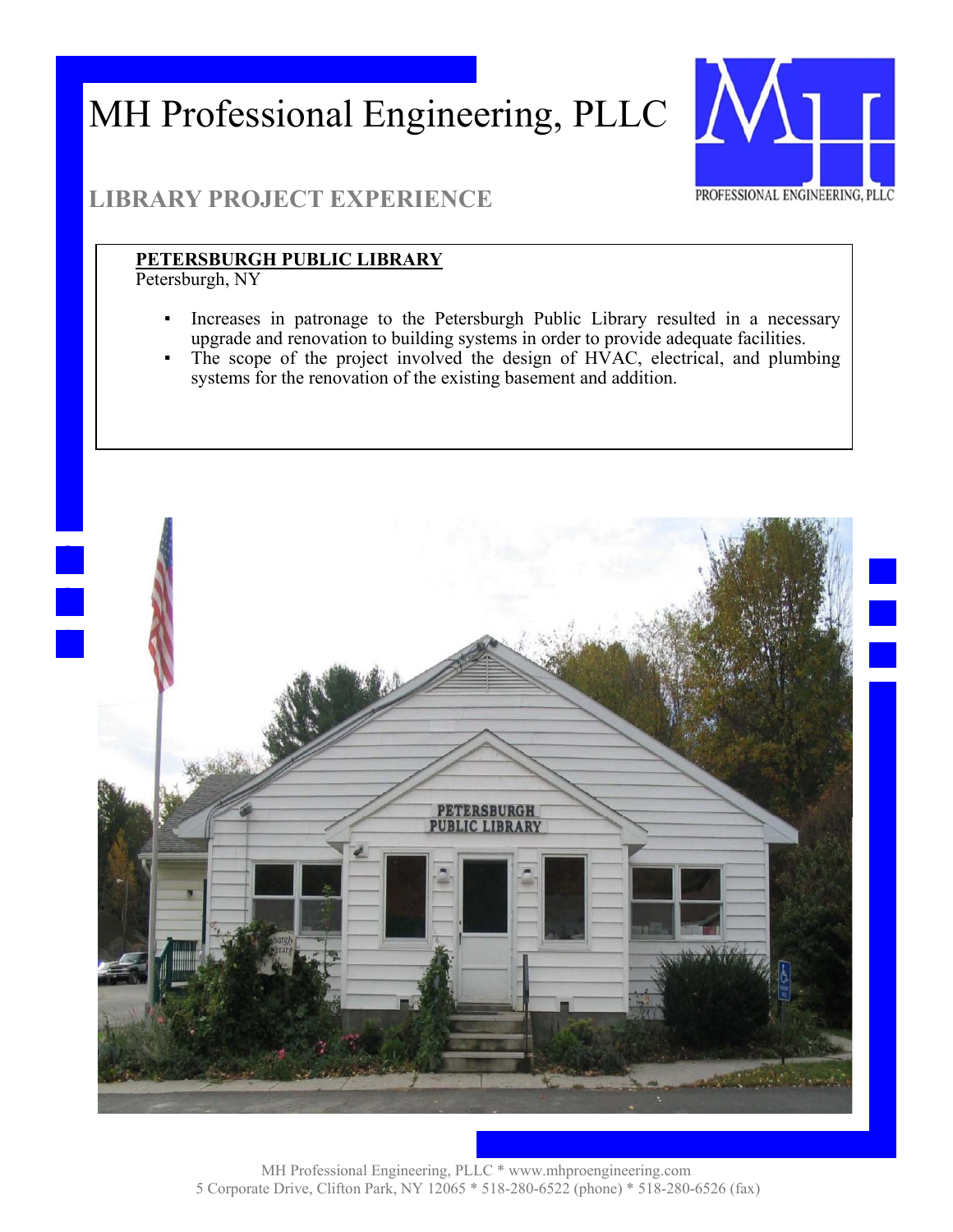# MH Professional Engineering, PLLC

## LIBRARY PROJECT EXPERIENCE

**PETERSBURGH PUBLIC LIBRARY**
Petersburgh, NY

- Increases in patronage to the Petersburgh Public Library resulted in a necessary upgrade and renovation to building systems in order to provide adequate facilities.
- The scope of the project involved the design of HVAC, electrical, and plumbing systems for the renovation of the existing basement and addition.

MH Professional Engineering, PLLC * www.mhproengineering.com
5 Corporate Drive, Clifton Park, NY 12065 * 518-280-6522 (phone) * 518-280-6526 (fax)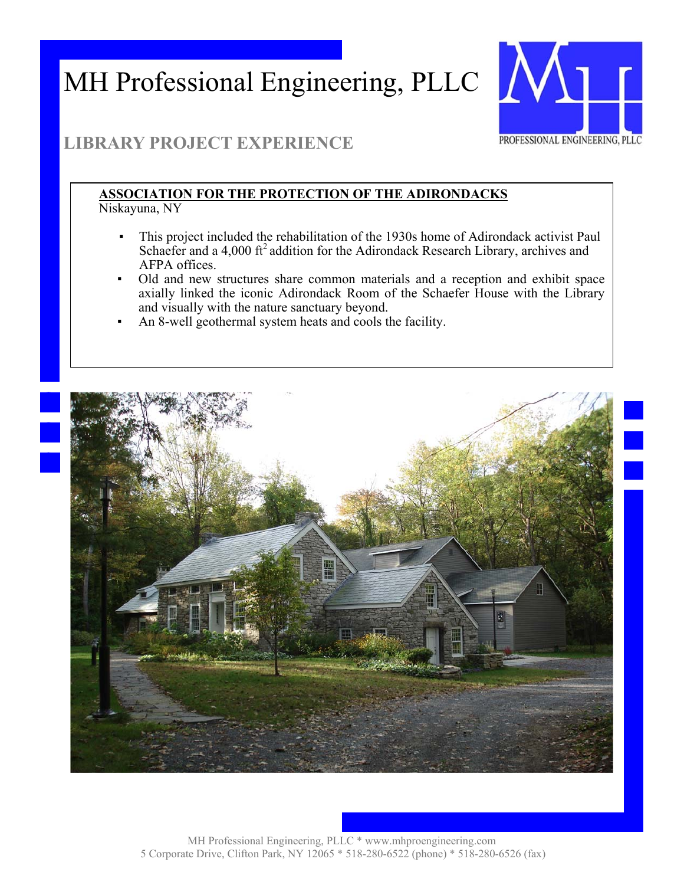# MH Professional Engineering, PLLC

PROFESSIONAL ENGINEERING, PLLC

## LIBRARY PROJECT EXPERIENCE

**ASSOCIATION FOR THE PROTECTION OF THE ADIRONDACKS**
Niskayuna, NY

- This project included the rehabilitation of the 1930s home of Adirondack activist Paul Schaefer and a 4,000 $ft^2$ addition for the Adirondack Research Library, archives and AFPA offices.
- Old and new structures share common materials and a reception and exhibit space axially linked the iconic Adirondack Room of the Schaefer House with the Library and visually with the nature sanctuary beyond.
- An 8-well geothermal system heats and cools the facility.

MH Professional Engineering, PLLC * www.mhproengineering.com
5 Corporate Drive, Clifton Park, NY 12065 * 518-280-6522 (phone) * 518-280-6526 (fax)